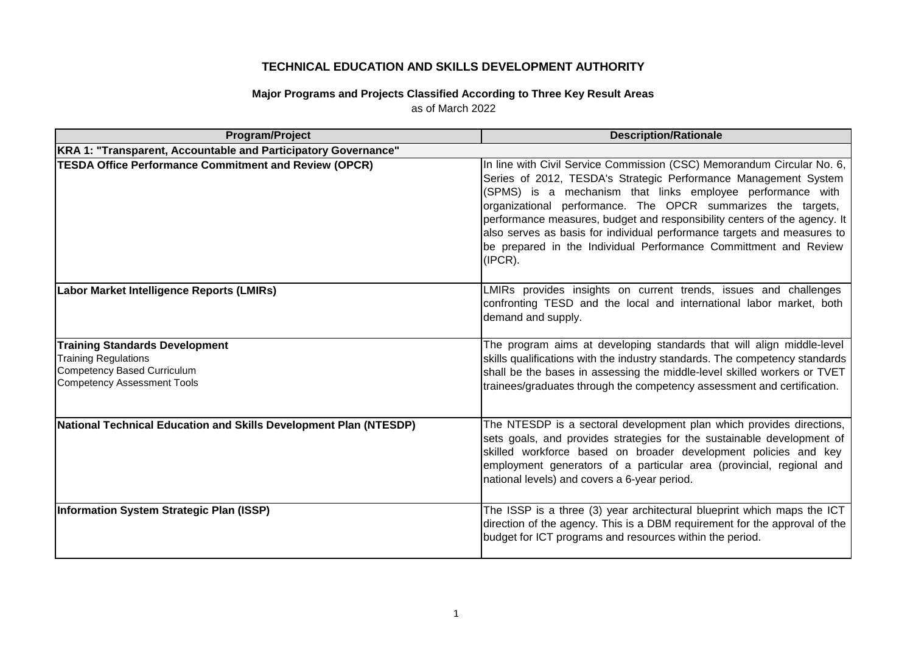# TECHNICAL EDUCATION AND SKILLS DEVELOPMENT AUTHORITY

## Major Programs and Projects Classified According to Three Key Result Areas

as of March 2022

| Program/Project | Description/Rationale |
| --- | --- |
| **KRA 1: "Transparent, Accountable and Participatory Governance"** | |
| **TESDA Office Performance Commitment and Review (OPCR)** | In line with Civil Service Commission (CSC) Memorandum Circular No. 6, Series of 2012, TESDA's Strategic Performance Management System (SPMS) is a mechanism that links employee performance with organizational performance. The OPCR summarizes the targets, performance measures, budget and responsibility centers of the agency. It also serves as basis for individual performance targets and measures to be prepared in the Individual Performance Committment and Review (IPCR). |
| **Labor Market Intelligence Reports (LMIRs)** | LMIRs provides insights on current trends, issues and challenges confronting TESD and the local and international labor market, both demand and supply. |
| **Training Standards Development**<br>Training Regulations<br>Competency Based Curriculum<br>Competency Assessment Tools | The program aims at developing standards that will align middle-level skills qualifications with the industry standards. The competency standards shall be the bases in assessing the middle-level skilled workers or TVET trainees/graduates through the competency assessment and certification. |
| **National Technical Education and Skills Development Plan (NTESDP)** | The NTESDP is a sectoral development plan which provides directions, sets goals, and provides strategies for the sustainable development of skilled workforce based on broader development policies and key employment generators of a particular area (provincial, regional and national levels) and covers a 6-year period. |
| **Information System Strategic Plan (ISSP)** | The ISSP is a three (3) year architectural blueprint which maps the ICT direction of the agency. This is a DBM requirement for the approval of the budget for ICT programs and resources within the period. |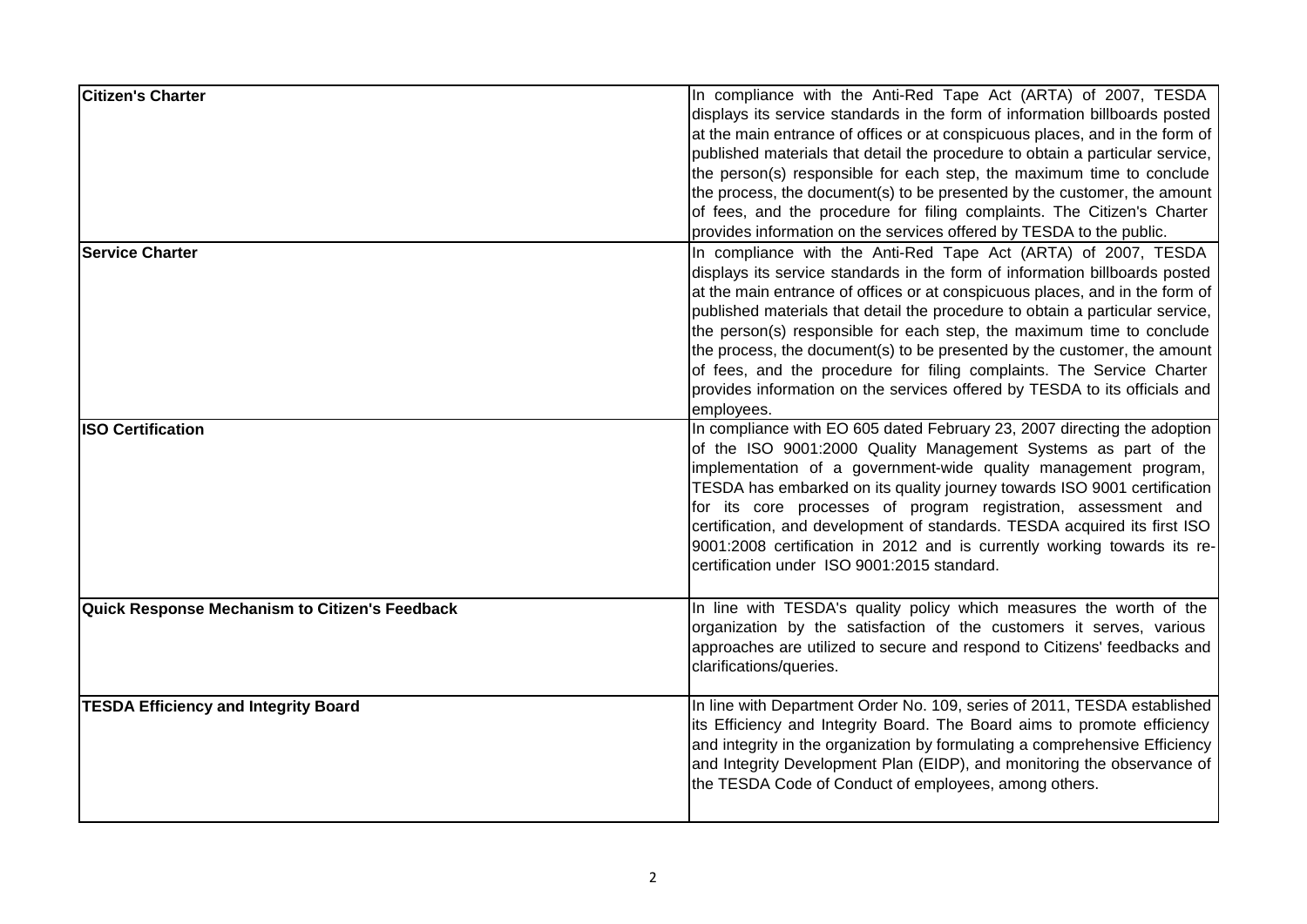| | |
|---|---|
| **Citizen's Charter** | In compliance with the Anti-Red Tape Act (ARTA) of 2007, TESDA displays its service standards in the form of information billboards posted at the main entrance of offices or at conspicuous places, and in the form of published materials that detail the procedure to obtain a particular service, the person(s) responsible for each step, the maximum time to conclude the process, the document(s) to be presented by the customer, the amount of fees, and the procedure for filing complaints. The Citizen's Charter provides information on the services offered by TESDA to the public. |
| **Service Charter** | In compliance with the Anti-Red Tape Act (ARTA) of 2007, TESDA displays its service standards in the form of information billboards posted at the main entrance of offices or at conspicuous places, and in the form of published materials that detail the procedure to obtain a particular service, the person(s) responsible for each step, the maximum time to conclude the process, the document(s) to be presented by the customer, the amount of fees, and the procedure for filing complaints. The Service Charter provides information on the services offered by TESDA to its officials and employees. |
| **ISO Certification** | In compliance with EO 605 dated February 23, 2007 directing the adoption of the ISO 9001:2000 Quality Management Systems as part of the implementation of a government-wide quality management program, TESDA has embarked on its quality journey towards ISO 9001 certification for its core processes of program registration, assessment and certification, and development of standards. TESDA acquired its first ISO 9001:2008 certification in 2012 and is currently working towards its re-certification under ISO 9001:2015 standard. |
| **Quick Response Mechanism to Citizen's Feedback** | In line with TESDA's quality policy which measures the worth of the organization by the satisfaction of the customers it serves, various approaches are utilized to secure and respond to Citizens' feedbacks and clarifications/queries. |
| **TESDA Efficiency and Integrity Board** | In line with Department Order No. 109, series of 2011, TESDA established its Efficiency and Integrity Board. The Board aims to promote efficiency and integrity in the organization by formulating a comprehensive Efficiency and Integrity Development Plan (EIDP), and monitoring the observance of the TESDA Code of Conduct of employees, among others. |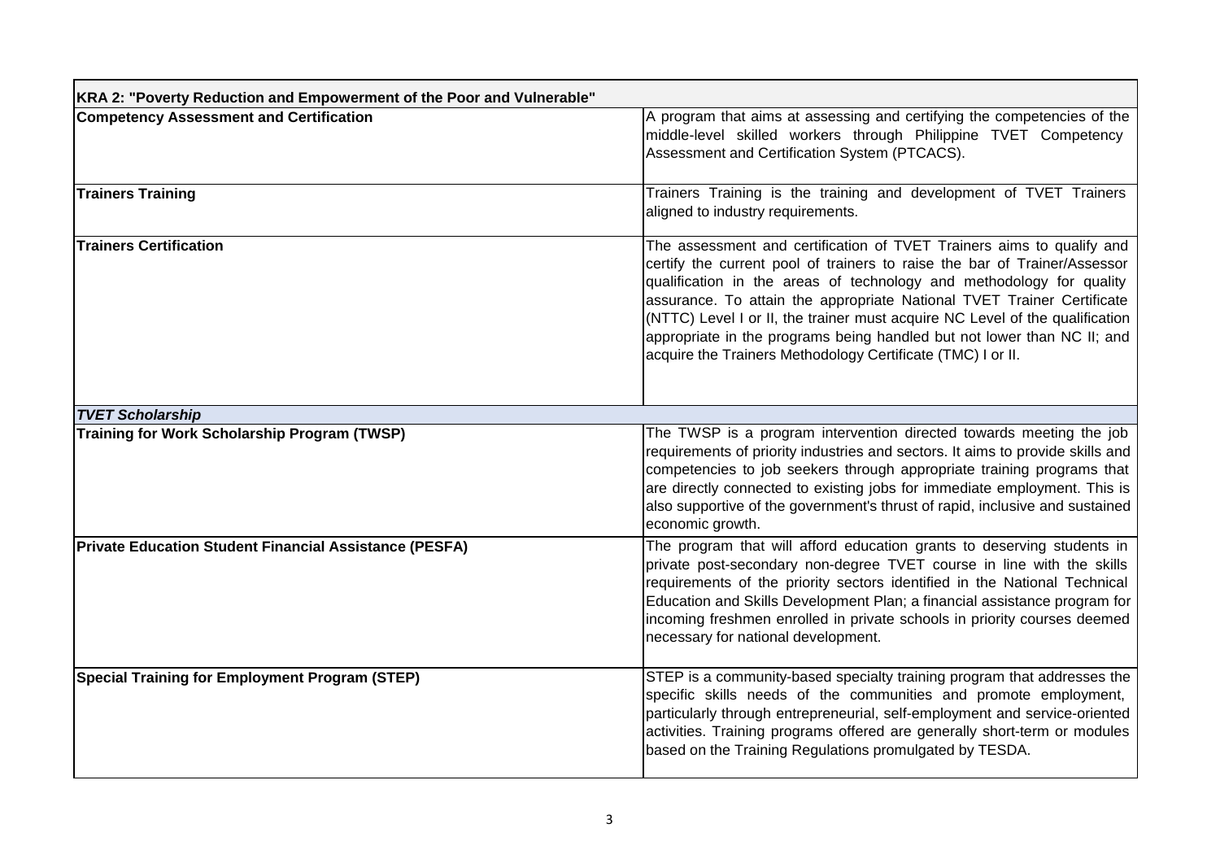| KRA 2: "Poverty Reduction and Empowerment of the Poor and Vulnerable" | |
|---|---|
| **Competency Assessment and Certification** | A program that aims at assessing and certifying the competencies of the middle-level skilled workers through Philippine TVET Competency Assessment and Certification System (PTCACS). |
| **Trainers Training** | Trainers Training is the training and development of TVET Trainers aligned to industry requirements. |
| **Trainers Certification** | The assessment and certification of TVET Trainers aims to qualify and certify the current pool of trainers to raise the bar of Trainer/Assessor qualification in the areas of technology and methodology for quality assurance. To attain the appropriate National TVET Trainer Certificate (NTTC) Level I or II, the trainer must acquire NC Level of the qualification appropriate in the programs being handled but not lower than NC II; and acquire the Trainers Methodology Certificate (TMC) I or II. |
| ***TVET Scholarship*** | |
| **Training for Work Scholarship Program (TWSP)** | The TWSP is a program intervention directed towards meeting the job requirements of priority industries and sectors. It aims to provide skills and competencies to job seekers through appropriate training programs that are directly connected to existing jobs for immediate employment. This is also supportive of the government's thrust of rapid, inclusive and sustained economic growth. |
| **Private Education Student Financial Assistance (PESFA)** | The program that will afford education grants to deserving students in private post-secondary non-degree TVET course in line with the skills requirements of the priority sectors identified in the National Technical Education and Skills Development Plan; a financial assistance program for incoming freshmen enrolled in private schools in priority courses deemed necessary for national development. |
| **Special Training for Employment Program (STEP)** | STEP is a community-based specialty training program that addresses the specific skills needs of the communities and promote employment, particularly through entrepreneurial, self-employment and service-oriented activities. Training programs offered are generally short-term or modules based on the Training Regulations promulgated by TESDA. |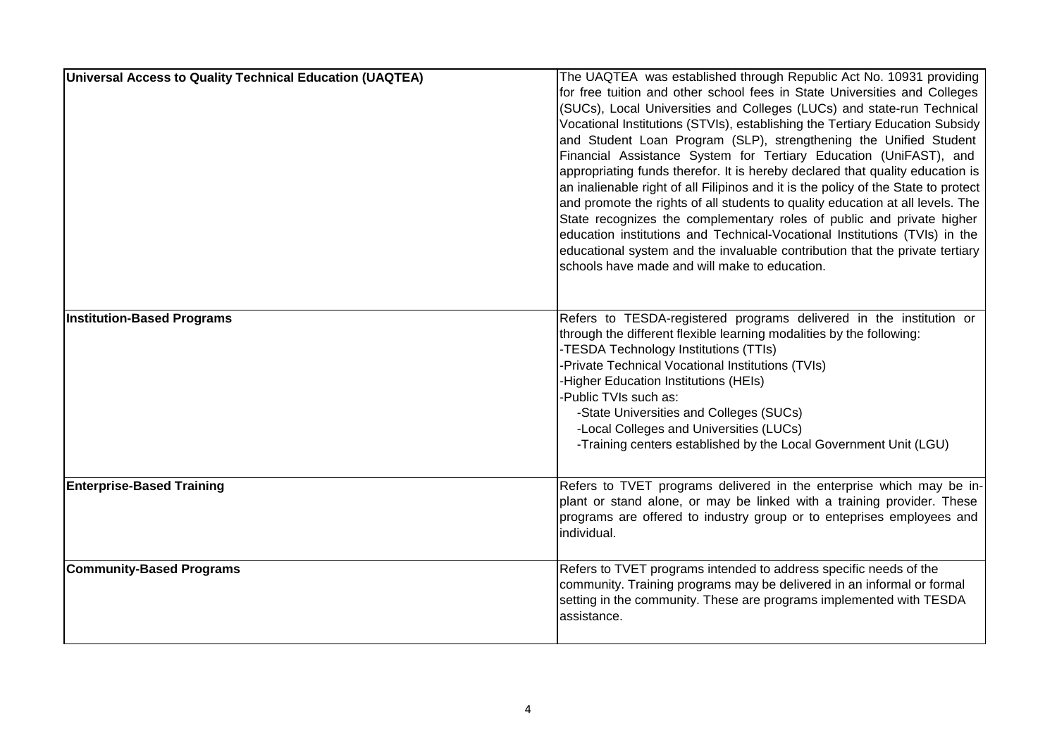| | |
|---|---|
| **Universal Access to Quality Technical Education (UAQTEA)** | The UAQTEA was established through Republic Act No. 10931 providing for free tuition and other school fees in State Universities and Colleges (SUCs), Local Universities and Colleges (LUCs) and state-run Technical Vocational Institutions (STVIs), establishing the Tertiary Education Subsidy and Student Loan Program (SLP), strengthening the Unified Student Financial Assistance System for Tertiary Education (UniFAST), and appropriating funds therefor. It is hereby declared that quality education is an inalienable right of all Filipinos and it is the policy of the State to protect and promote the rights of all students to quality education at all levels. The State recognizes the complementary roles of public and private higher education institutions and Technical-Vocational Institutions (TVIs) in the educational system and the invaluable contribution that the private tertiary schools have made and will make to education. |
| **Institution-Based Programs** | Refers to TESDA-registered programs delivered in the institution or through the different flexible learning modalities by the following:<br>-TESDA Technology Institutions (TTIs)<br>-Private Technical Vocational Institutions (TVIs)<br>-Higher Education Institutions (HEIs)<br>-Public TVIs such as:<br>&nbsp;&nbsp;&nbsp;&nbsp;-State Universities and Colleges (SUCs)<br>&nbsp;&nbsp;&nbsp;&nbsp;-Local Colleges and Universities (LUCs)<br>&nbsp;&nbsp;&nbsp;&nbsp;-Training centers established by the Local Government Unit (LGU) |
| **Enterprise-Based Training** | Refers to TVET programs delivered in the enterprise which may be in-plant or stand alone, or may be linked with a training provider. These programs are offered to industry group or to enteprises employees and individual. |
| **Community-Based Programs** | Refers to TVET programs intended to address specific needs of the community. Training programs may be delivered in an informal or formal setting in the community. These are programs implemented with TESDA assistance. |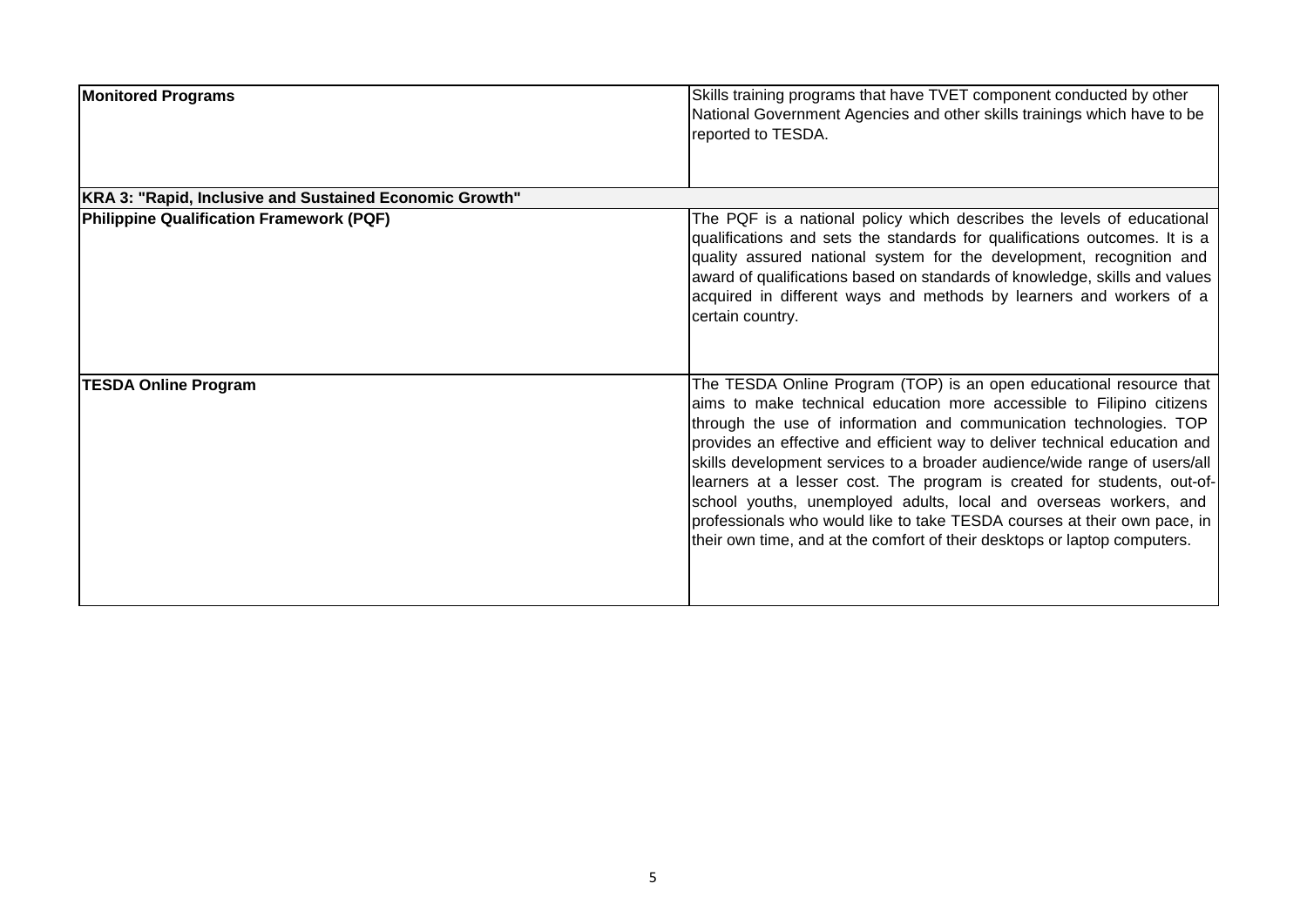| | |
|---|---|
| **Monitored Programs** | Skills training programs that have TVET component conducted by other National Government Agencies and other skills trainings which have to be reported to TESDA. |
| **KRA 3: "Rapid, Inclusive and Sustained Economic Growth"** | |
| **Philippine Qualification Framework (PQF)** | The PQF is a national policy which describes the levels of educational qualifications and sets the standards for qualifications outcomes. It is a quality assured national system for the development, recognition and award of qualifications based on standards of knowledge, skills and values acquired in different ways and methods by learners and workers of a certain country. |
| **TESDA Online Program** | The TESDA Online Program (TOP) is an open educational resource that aims to make technical education more accessible to Filipino citizens through the use of information and communication technologies. TOP provides an effective and efficient way to deliver technical education and skills development services to a broader audience/wide range of users/all learners at a lesser cost. The program is created for students, out-of-school youths, unemployed adults, local and overseas workers, and professionals who would like to take TESDA courses at their own pace, in their own time, and at the comfort of their desktops or laptop computers. |